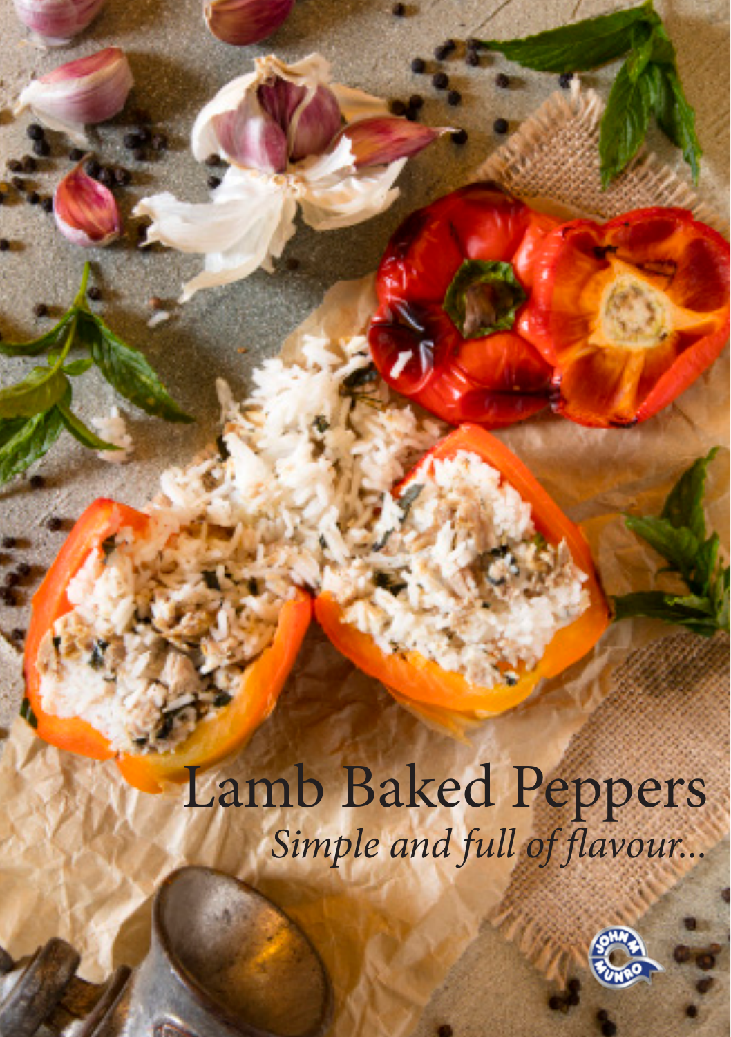# Lamb Baked Peppers

*Simple and full of flavour...*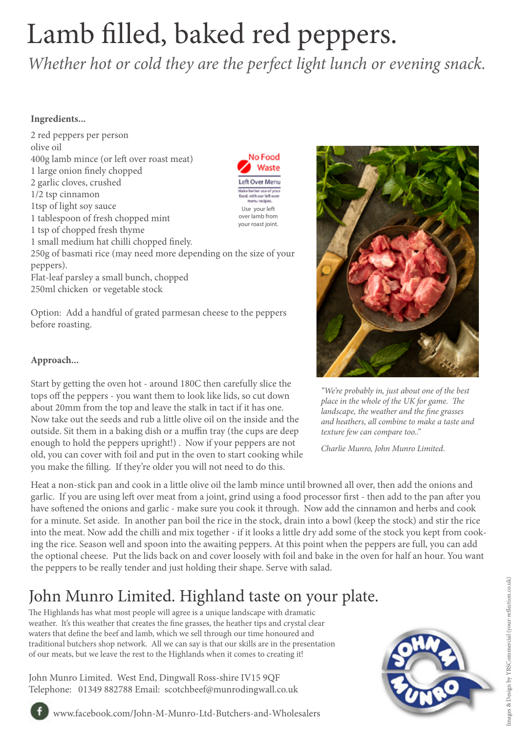# Lamb filled, baked red peppers.

*Whether hot or cold they are the perfect light lunch or evening snack.*

**Ingredients...**

2 red peppers per person
olive oil
400g lamb mince (or left over roast meat)
1 large onion finely chopped
2 garlic cloves, crushed
1/2 tsp cinnamon
1tsp of light soy sauce
1 tablespoon of fresh chopped mint
1 tsp of chopped fresh thyme
1 small medium hat chilli chopped finely.
250g of basmati rice (may need more depending on the size of your peppers).
Flat-leaf parsley a small bunch, chopped
250ml chicken or vegetable stock

No Food Waste
Left Over Menu
Make better use of your food, with our left over menu recipes.
Use your left over lamb from your roast joint.

Option: Add a handful of grated parmesan cheese to the peppers before roasting.

**Approach...**

Start by getting the oven hot - around 180C then carefully slice the tops off the peppers - you want them to look like lids, so cut down about 20mm from the top and leave the stalk in tact if it has one. Now take out the seeds and rub a little olive oil on the inside and the outside. Sit them in a baking dish or a muffin tray (the cups are deep enough to hold the peppers upright!) . Now if your peppers are not old, you can cover with foil and put in the oven to start cooking while you make the filling. If they're older you will not need to do this.

*"We're probably in, just about one of the best place in the whole of the UK for game. The landscape, the weather and the fine grasses and heathers, all combine to make a taste and texture few can compare too.."*

*Charlie Munro, John Munro Limited.*

Heat a non-stick pan and cook in a little olive oil the lamb mince until browned all over, then add the onions and garlic. If you are using left over meat from a joint, grind using a food processor first - then add to the pan after you have softened the onions and garlic - make sure you cook it through. Now add the cinnamon and herbs and cook for a minute. Set aside. In another pan boil the rice in the stock, drain into a bowl (keep the stock) and stir the rice into the meat. Now add the chilli and mix together - if it looks a little dry add some of the stock you kept from cooking the rice. Season well and spoon into the awaiting peppers. At this point when the peppers are full, you can add the optional cheese. Put the lids back on and cover loosely with foil and bake in the oven for half an hour. You want the peppers to be really tender and just holding their shape. Serve with salad.

## John Munro Limited. Highland taste on your plate.

The Highlands has what most people will agree is a unique landscape with dramatic weather. It's this weather that creates the fine grasses, the heather tips and crystal clear waters that define the beef and lamb, which we sell through our time honoured and traditional butchers shop network. All we can say is that our skills are in the presentation of our meats, but we leave the rest to the Highlands when it comes to creating it!

John Munro Limited. West End, Dingwall Ross-shire IV15 9QF
Telephone: 01349 882788 Email: scotchbeef@munrodingwall.co.uk

www.facebook.com/John-M-Munro-Ltd-Butchers-and-Wholesalers

JOHN M MUNRO

Images & Design by YRSCommercial (your-reflection.co.uk)